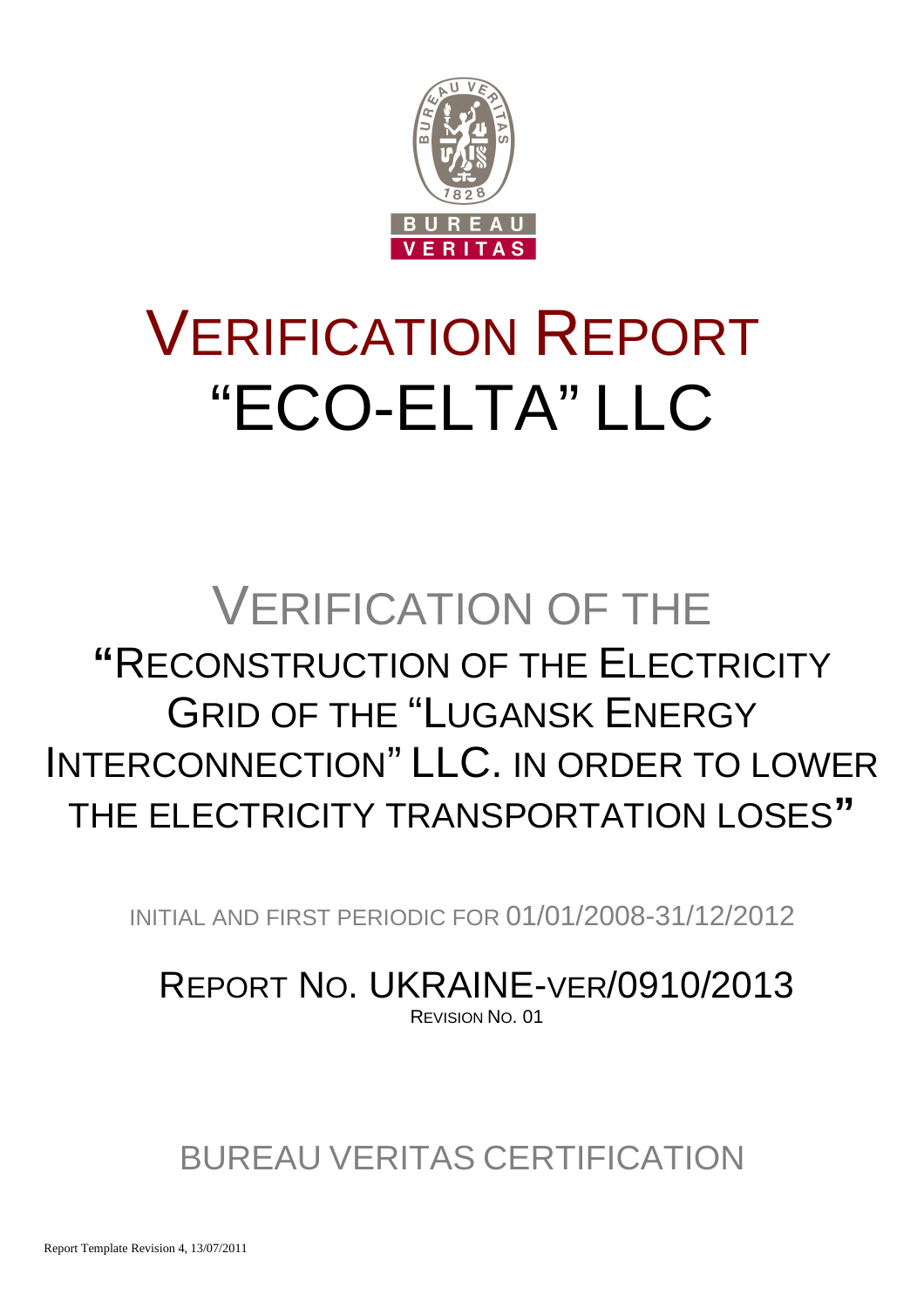# VERIFICATION REPORT
# "ECO-ELTA" LLC

## VERIFICATION OF THE
## "RECONSTRUCTION OF THE ELECTRICITY GRID OF THE "LUGANSK ENERGY INTERCONNECTION" LLC. IN ORDER TO LOWER THE ELECTRICITY TRANSPORTATION LOSES"

INITIAL AND FIRST PERIODIC FOR 01/01/2008-31/12/2012

REPORT NO. UKRAINE-VER/0910/2013

REVISION NO. 01

BUREAU VERITAS CERTIFICATION

Report Template Revision 4, 13/07/2011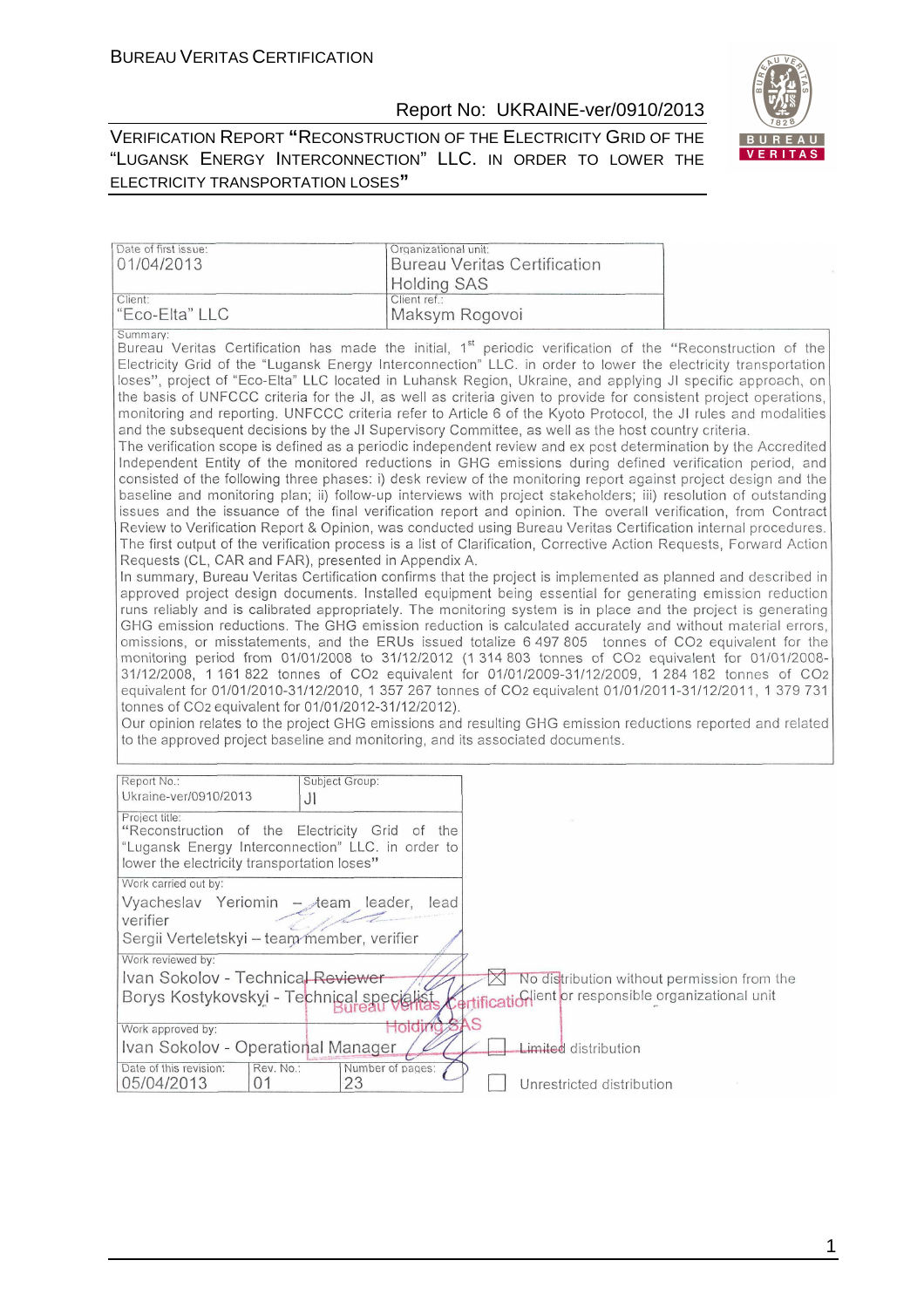| Date of first issue: 01/04/2013 | Organizational unit: Bureau Veritas Certification Holding SAS |
|---|---|
| Client: "Eco-Elta" LLC | Client ref.: Maksym Rogovoi |

Summary:
Bureau Veritas Certification has made the initial, 1st periodic verification of the "Reconstruction of the Electricity Grid of the "Lugansk Energy Interconnection" LLC. in order to lower the electricity transportation loses", project of "Eco-Elta" LLC located in Luhansk Region, Ukraine, and applying JI specific approach, on the basis of UNFCCC criteria for the JI, as well as criteria given to provide for consistent project operations, monitoring and reporting. UNFCCC criteria refer to Article 6 of the Kyoto Protocol, the JI rules and modalities and the subsequent decisions by the JI Supervisory Committee, as well as the host country criteria.
The verification scope is defined as a periodic independent review and ex post determination by the Accredited Independent Entity of the monitored reductions in GHG emissions during defined verification period, and consisted of the following three phases: i) desk review of the monitoring report against project design and the baseline and monitoring plan; ii) follow-up interviews with project stakeholders; iii) resolution of outstanding issues and the issuance of the final verification report and opinion. The overall verification, from Contract Review to Verification Report & Opinion, was conducted using Bureau Veritas Certification internal procedures.
The first output of the verification process is a list of Clarification, Corrective Action Requests, Forward Action Requests (CL, CAR and FAR), presented in Appendix A.
In summary, Bureau Veritas Certification confirms that the project is implemented as planned and described in approved project design documents. Installed equipment being essential for generating emission reduction runs reliably and is calibrated appropriately. The monitoring system is in place and the project is generating GHG emission reductions. The GHG emission reduction is calculated accurately and without material errors, omissions, or misstatements, and the ERUs issued totalize 6 497 805 tonnes of $CO_2$ equivalent for the monitoring period from 01/01/2008 to 31/12/2012 (1 314 803 tonnes of $CO_2$ equivalent for 01/01/2008-31/12/2008, 1 161 822 tonnes of $CO_2$ equivalent for 01/01/2009-31/12/2009, 1 284 182 tonnes of $CO_2$ equivalent for 01/01/2010-31/12/2010, 1 357 267 tonnes of $CO_2$ equivalent 01/01/2011-31/12/2011, 1 379 731 tonnes of $CO_2$ equivalent for 01/01/2012-31/12/2012).
Our opinion relates to the project GHG emissions and resulting GHG emission reductions reported and related to the approved project baseline and monitoring, and its associated documents.

| Report No.: Ukraine-ver/0910/2013 | Subject Group: JI | |
|---|---|---|
| Project title: "Reconstruction of the Electricity Grid of the "Lugansk Energy Interconnection" LLC. in order to lower the electricity transportation loses" | | |
| Work carried out by: Vyacheslav Yeriomin – team leader, lead verifier; Sergii Verteletskyi – team member, verifier | | |
| Work reviewed by: Ivan Sokolov - Technical Reviewer; Borys Kostykovskyi - Technical specialist | | ☒ No distribution without permission from the Client or responsible organizational unit |
| Work approved by: Ivan Sokolov - Operational Manager | | ☐ Limited distribution |
| Date of this revision: 05/04/2013 | Rev. No.: 01 | Number of pages: 23 | ☐ Unrestricted distribution |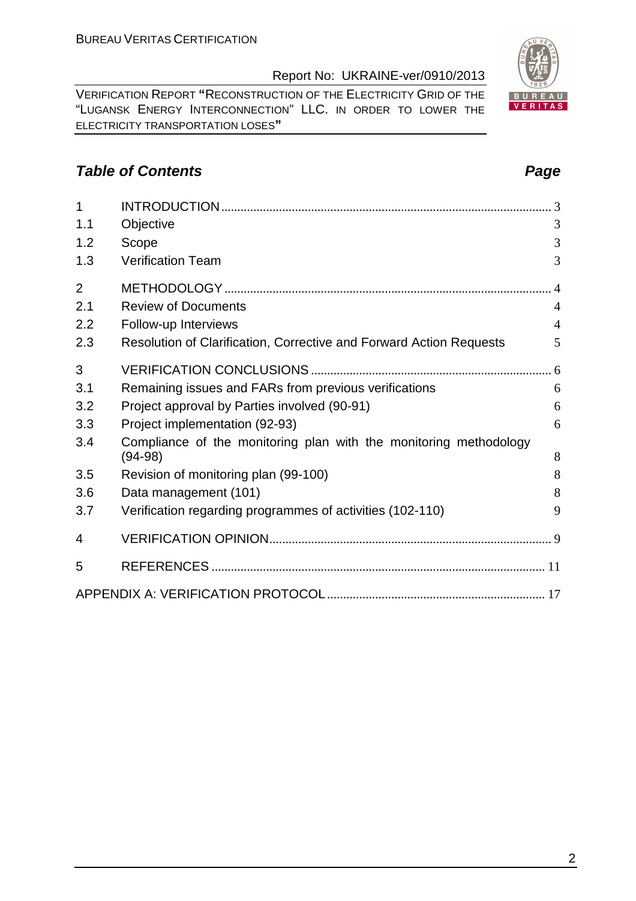## *Table of Contents* *Page*

| | | |
|---|---|---|
| 1 | INTRODUCTION | 3 |
| 1.1 | Objective | 3 |
| 1.2 | Scope | 3 |
| 1.3 | Verification Team | 3 |
| 2 | METHODOLOGY | 4 |
| 2.1 | Review of Documents | 4 |
| 2.2 | Follow-up Interviews | 4 |
| 2.3 | Resolution of Clarification, Corrective and Forward Action Requests | 5 |
| 3 | VERIFICATION CONCLUSIONS | 6 |
| 3.1 | Remaining issues and FARs from previous verifications | 6 |
| 3.2 | Project approval by Parties involved (90-91) | 6 |
| 3.3 | Project implementation (92-93) | 6 |
| 3.4 | Compliance of the monitoring plan with the monitoring methodology (94-98) | 8 |
| 3.5 | Revision of monitoring plan (99-100) | 8 |
| 3.6 | Data management (101) | 8 |
| 3.7 | Verification regarding programmes of activities (102-110) | 9 |
| 4 | VERIFICATION OPINION | 9 |
| 5 | REFERENCES | 11 |
| | APPENDIX A: VERIFICATION PROTOCOL | 17 |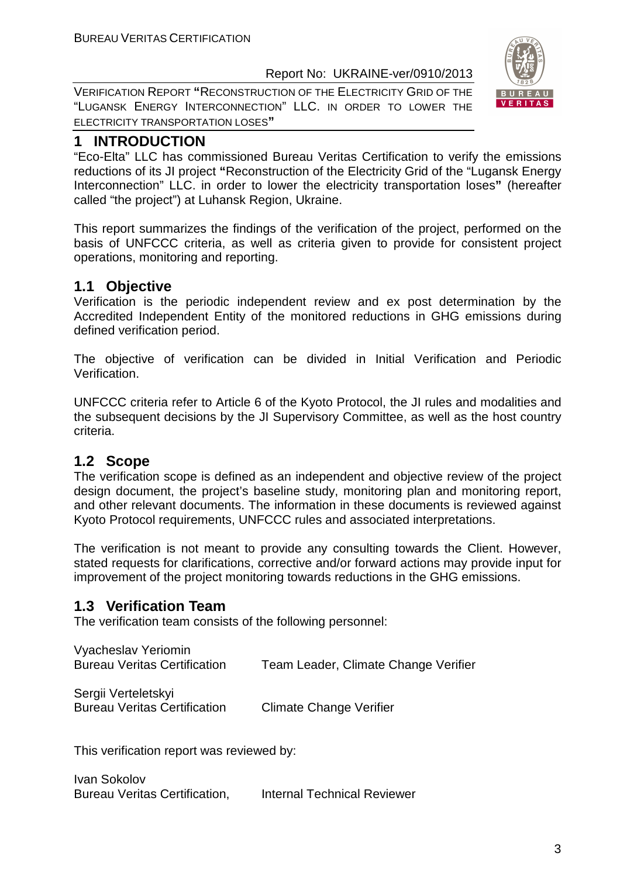# 1 INTRODUCTION

"Eco-Elta" LLC has commissioned Bureau Veritas Certification to verify the emissions reductions of its JI project **"**Reconstruction of the Electricity Grid of the "Lugansk Energy Interconnection" LLC. in order to lower the electricity transportation loses**"** (hereafter called "the project") at Luhansk Region, Ukraine.

This report summarizes the findings of the verification of the project, performed on the basis of UNFCCC criteria, as well as criteria given to provide for consistent project operations, monitoring and reporting.

## 1.1 Objective

Verification is the periodic independent review and ex post determination by the Accredited Independent Entity of the monitored reductions in GHG emissions during defined verification period.

The objective of verification can be divided in Initial Verification and Periodic Verification.

UNFCCC criteria refer to Article 6 of the Kyoto Protocol, the JI rules and modalities and the subsequent decisions by the JI Supervisory Committee, as well as the host country criteria.

## 1.2 Scope

The verification scope is defined as an independent and objective review of the project design document, the project's baseline study, monitoring plan and monitoring report, and other relevant documents. The information in these documents is reviewed against Kyoto Protocol requirements, UNFCCC rules and associated interpretations.

The verification is not meant to provide any consulting towards the Client. However, stated requests for clarifications, corrective and/or forward actions may provide input for improvement of the project monitoring towards reductions in the GHG emissions.

## 1.3 Verification Team

The verification team consists of the following personnel:

Vyacheslav Yeriomin
Bureau Veritas Certification — Team Leader, Climate Change Verifier

Sergii Verteletskyi
Bureau Veritas Certification — Climate Change Verifier

This verification report was reviewed by:

Ivan Sokolov
Bureau Veritas Certification, — Internal Technical Reviewer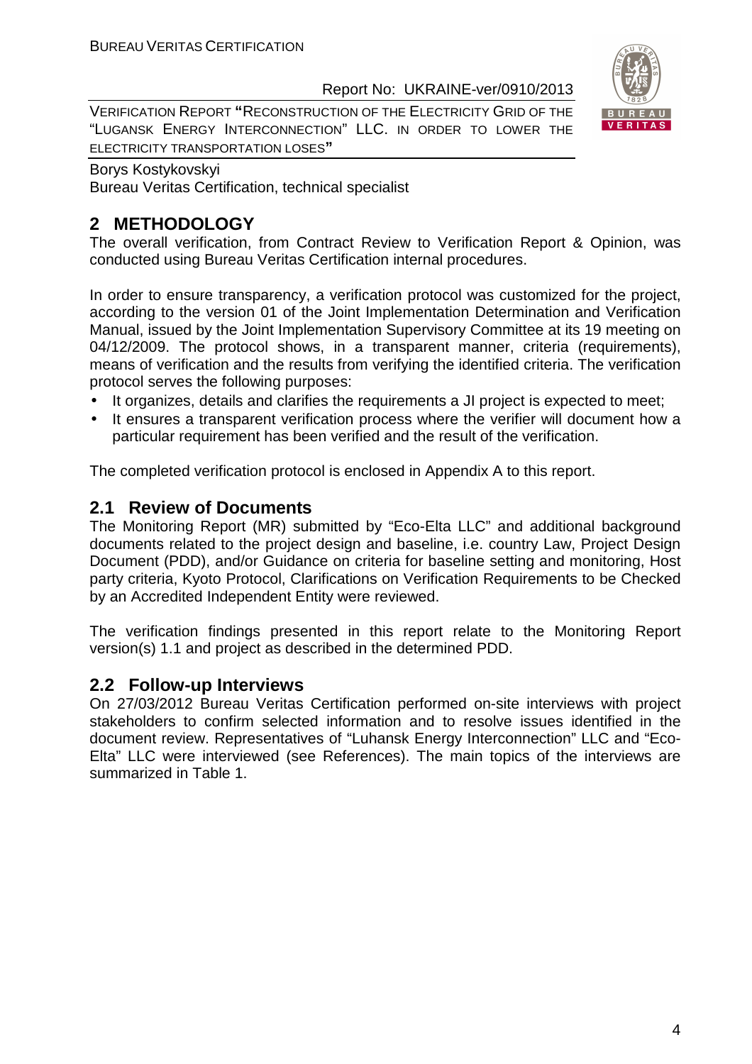Borys Kostykovskyi
Bureau Veritas Certification, technical specialist

## 2 METHODOLOGY

The overall verification, from Contract Review to Verification Report & Opinion, was conducted using Bureau Veritas Certification internal procedures.

In order to ensure transparency, a verification protocol was customized for the project, according to the version 01 of the Joint Implementation Determination and Verification Manual, issued by the Joint Implementation Supervisory Committee at its 19 meeting on 04/12/2009. The protocol shows, in a transparent manner, criteria (requirements), means of verification and the results from verifying the identified criteria. The verification protocol serves the following purposes:

- It organizes, details and clarifies the requirements a JI project is expected to meet;
- It ensures a transparent verification process where the verifier will document how a particular requirement has been verified and the result of the verification.

The completed verification protocol is enclosed in Appendix A to this report.

### 2.1 Review of Documents

The Monitoring Report (MR) submitted by "Eco-Elta LLC" and additional background documents related to the project design and baseline, i.e. country Law, Project Design Document (PDD), and/or Guidance on criteria for baseline setting and monitoring, Host party criteria, Kyoto Protocol, Clarifications on Verification Requirements to be Checked by an Accredited Independent Entity were reviewed.

The verification findings presented in this report relate to the Monitoring Report version(s) 1.1 and project as described in the determined PDD.

### 2.2 Follow-up Interviews

On 27/03/2012 Bureau Veritas Certification performed on-site interviews with project stakeholders to confirm selected information and to resolve issues identified in the document review. Representatives of "Luhansk Energy Interconnection" LLC and "Eco-Elta" LLC were interviewed (see References). The main topics of the interviews are summarized in Table 1.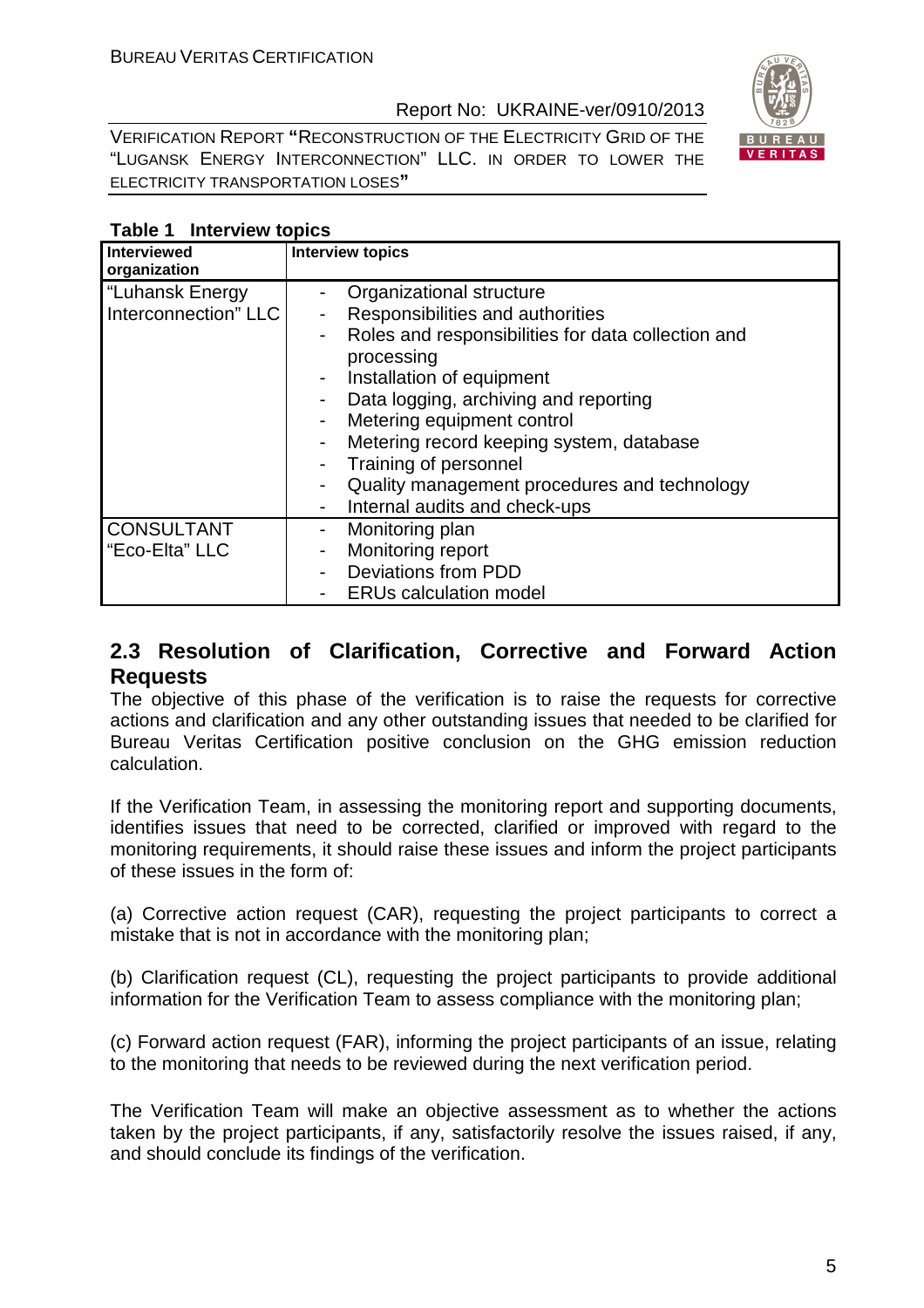**Table 1 Interview topics**

| Interviewed organization | Interview topics |
|---|---|
| "Luhansk Energy Interconnection" LLC | - Organizational structure<br>- Responsibilities and authorities<br>- Roles and responsibilities for data collection and processing<br>- Installation of equipment<br>- Data logging, archiving and reporting<br>- Metering equipment control<br>- Metering record keeping system, database<br>- Training of personnel<br>- Quality management procedures and technology<br>- Internal audits and check-ups |
| CONSULTANT "Eco-Elta" LLC | - Monitoring plan<br>- Monitoring report<br>- Deviations from PDD<br>- ERUs calculation model |

## 2.3 Resolution of Clarification, Corrective and Forward Action Requests

The objective of this phase of the verification is to raise the requests for corrective actions and clarification and any other outstanding issues that needed to be clarified for Bureau Veritas Certification positive conclusion on the GHG emission reduction calculation.

If the Verification Team, in assessing the monitoring report and supporting documents, identifies issues that need to be corrected, clarified or improved with regard to the monitoring requirements, it should raise these issues and inform the project participants of these issues in the form of:

(a) Corrective action request (CAR), requesting the project participants to correct a mistake that is not in accordance with the monitoring plan;

(b) Clarification request (CL), requesting the project participants to provide additional information for the Verification Team to assess compliance with the monitoring plan;

(c) Forward action request (FAR), informing the project participants of an issue, relating to the monitoring that needs to be reviewed during the next verification period.

The Verification Team will make an objective assessment as to whether the actions taken by the project participants, if any, satisfactorily resolve the issues raised, if any, and should conclude its findings of the verification.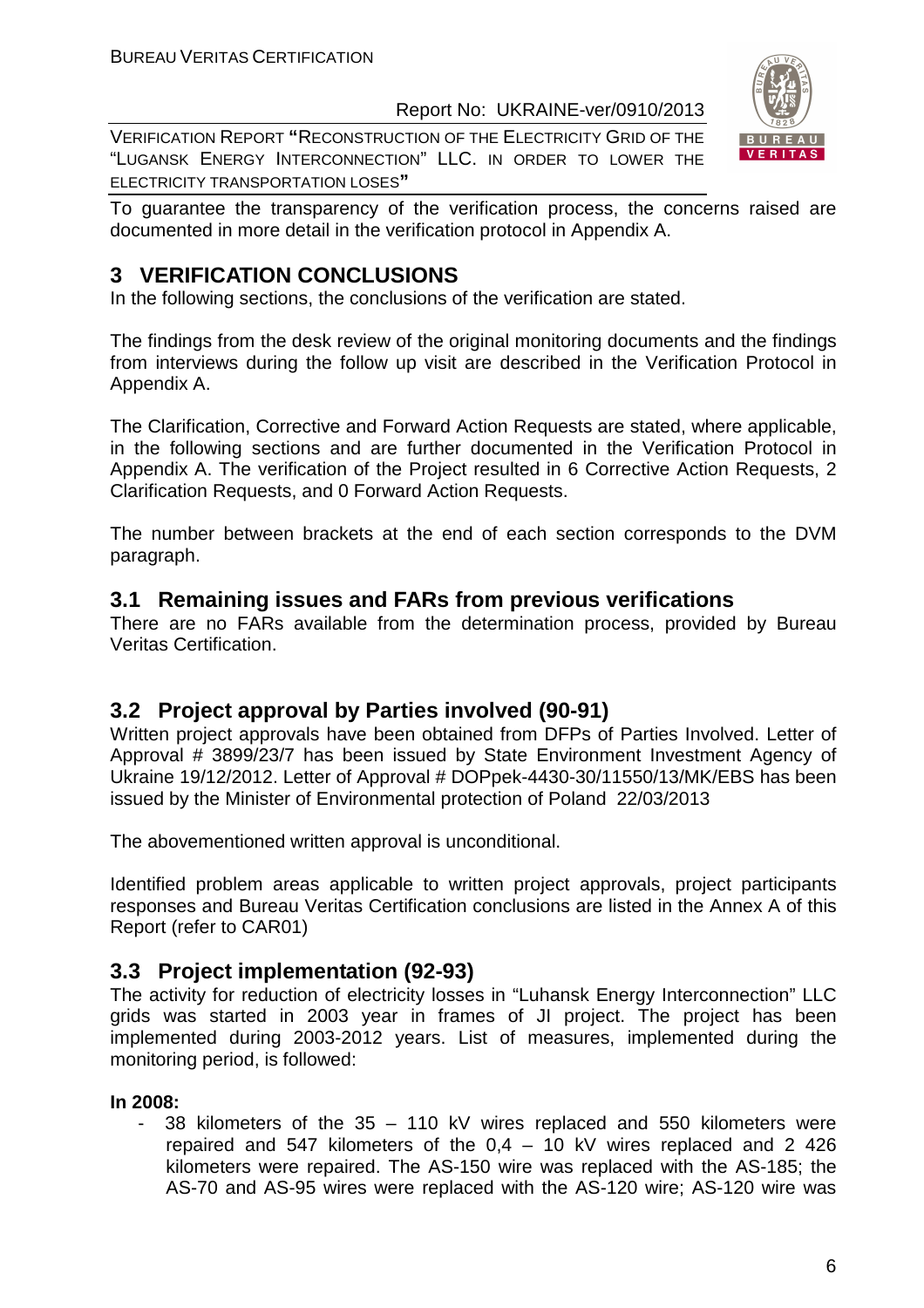To guarantee the transparency of the verification process, the concerns raised are documented in more detail in the verification protocol in Appendix A.

# 3 VERIFICATION CONCLUSIONS

In the following sections, the conclusions of the verification are stated.

The findings from the desk review of the original monitoring documents and the findings from interviews during the follow up visit are described in the Verification Protocol in Appendix A.

The Clarification, Corrective and Forward Action Requests are stated, where applicable, in the following sections and are further documented in the Verification Protocol in Appendix A. The verification of the Project resulted in 6 Corrective Action Requests, 2 Clarification Requests, and 0 Forward Action Requests.

The number between brackets at the end of each section corresponds to the DVM paragraph.

## 3.1 Remaining issues and FARs from previous verifications

There are no FARs available from the determination process, provided by Bureau Veritas Certification.

## 3.2 Project approval by Parties involved (90-91)

Written project approvals have been obtained from DFPs of Parties Involved. Letter of Approval # 3899/23/7 has been issued by State Environment Investment Agency of Ukraine 19/12/2012. Letter of Approval # DOPpek-4430-30/11550/13/MK/EBS has been issued by the Minister of Environmental protection of Poland 22/03/2013

The abovementioned written approval is unconditional.

Identified problem areas applicable to written project approvals, project participants responses and Bureau Veritas Certification conclusions are listed in the Annex A of this Report (refer to CAR01)

## 3.3 Project implementation (92-93)

The activity for reduction of electricity losses in "Luhansk Energy Interconnection" LLC grids was started in 2003 year in frames of JI project. The project has been implemented during 2003-2012 years. List of measures, implemented during the monitoring period, is followed:

**In 2008:**

- 38 kilometers of the 35 – 110 kV wires replaced and 550 kilometers were repaired and 547 kilometers of the 0,4 – 10 kV wires replaced and 2 426 kilometers were repaired. The AS-150 wire was replaced with the AS-185; the AS-70 and AS-95 wires were replaced with the AS-120 wire; AS-120 wire was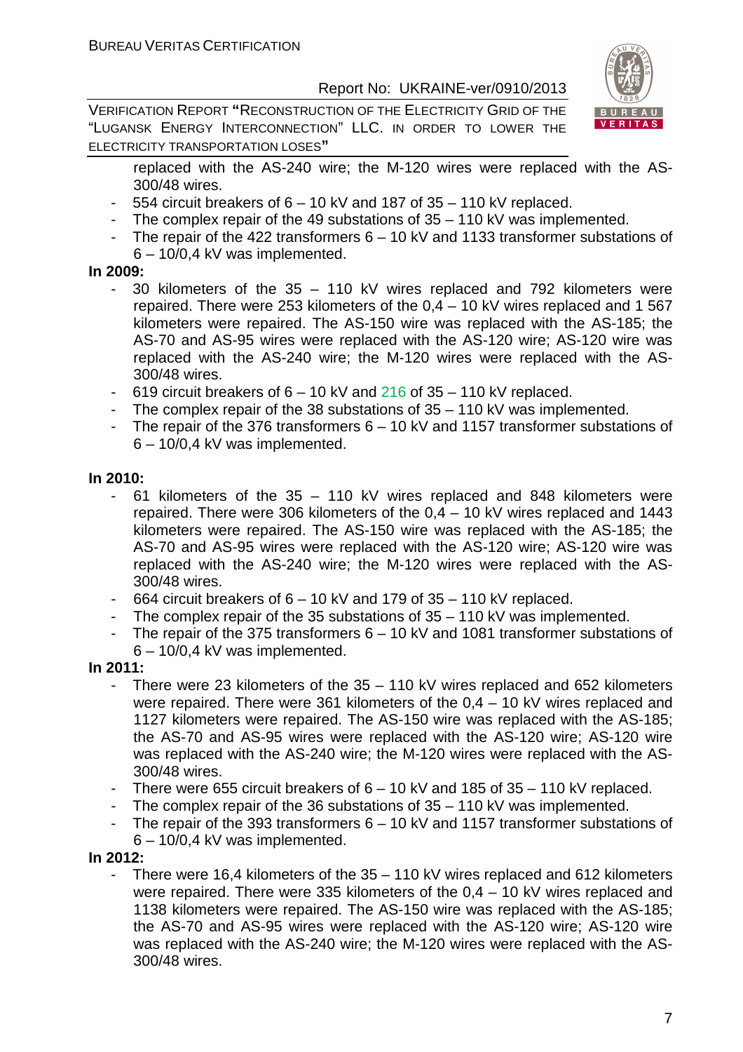replaced with the AS-240 wire; the M-120 wires were replaced with the AS-300/48 wires.

- 554 circuit breakers of 6 – 10 kV and 187 of 35 – 110 kV replaced.
- The complex repair of the 49 substations of 35 – 110 kV was implemented.
- The repair of the 422 transformers 6 – 10 kV and 1133 transformer substations of 6 – 10/0,4 kV was implemented.

**In 2009:**

- 30 kilometers of the 35 – 110 kV wires replaced and 792 kilometers were repaired. There were 253 kilometers of the 0,4 – 10 kV wires replaced and 1 567 kilometers were repaired. The AS-150 wire was replaced with the AS-185; the AS-70 and AS-95 wires were replaced with the AS-120 wire; AS-120 wire was replaced with the AS-240 wire; the M-120 wires were replaced with the AS-300/48 wires.
- 619 circuit breakers of 6 – 10 kV and 216 of 35 – 110 kV replaced.
- The complex repair of the 38 substations of 35 – 110 kV was implemented.
- The repair of the 376 transformers 6 – 10 kV and 1157 transformer substations of 6 – 10/0,4 kV was implemented.

**In 2010:**

- 61 kilometers of the 35 – 110 kV wires replaced and 848 kilometers were repaired. There were 306 kilometers of the 0,4 – 10 kV wires replaced and 1443 kilometers were repaired. The AS-150 wire was replaced with the AS-185; the AS-70 and AS-95 wires were replaced with the AS-120 wire; AS-120 wire was replaced with the AS-240 wire; the M-120 wires were replaced with the AS-300/48 wires.
- 664 circuit breakers of 6 – 10 kV and 179 of 35 – 110 kV replaced.
- The complex repair of the 35 substations of 35 – 110 kV was implemented.
- The repair of the 375 transformers 6 – 10 kV and 1081 transformer substations of 6 – 10/0,4 kV was implemented.

**In 2011:**

- There were 23 kilometers of the 35 – 110 kV wires replaced and 652 kilometers were repaired. There were 361 kilometers of the 0,4 – 10 kV wires replaced and 1127 kilometers were repaired. The AS-150 wire was replaced with the AS-185; the AS-70 and AS-95 wires were replaced with the AS-120 wire; AS-120 wire was replaced with the AS-240 wire; the M-120 wires were replaced with the AS-300/48 wires.
- There were 655 circuit breakers of 6 – 10 kV and 185 of 35 – 110 kV replaced.
- The complex repair of the 36 substations of 35 – 110 kV was implemented.
- The repair of the 393 transformers 6 – 10 kV and 1157 transformer substations of 6 – 10/0,4 kV was implemented.

**In 2012:**

- There were 16,4 kilometers of the 35 – 110 kV wires replaced and 612 kilometers were repaired. There were 335 kilometers of the 0,4 – 10 kV wires replaced and 1138 kilometers were repaired. The AS-150 wire was replaced with the AS-185; the AS-70 and AS-95 wires were replaced with the AS-120 wire; AS-120 wire was replaced with the AS-240 wire; the M-120 wires were replaced with the AS-300/48 wires.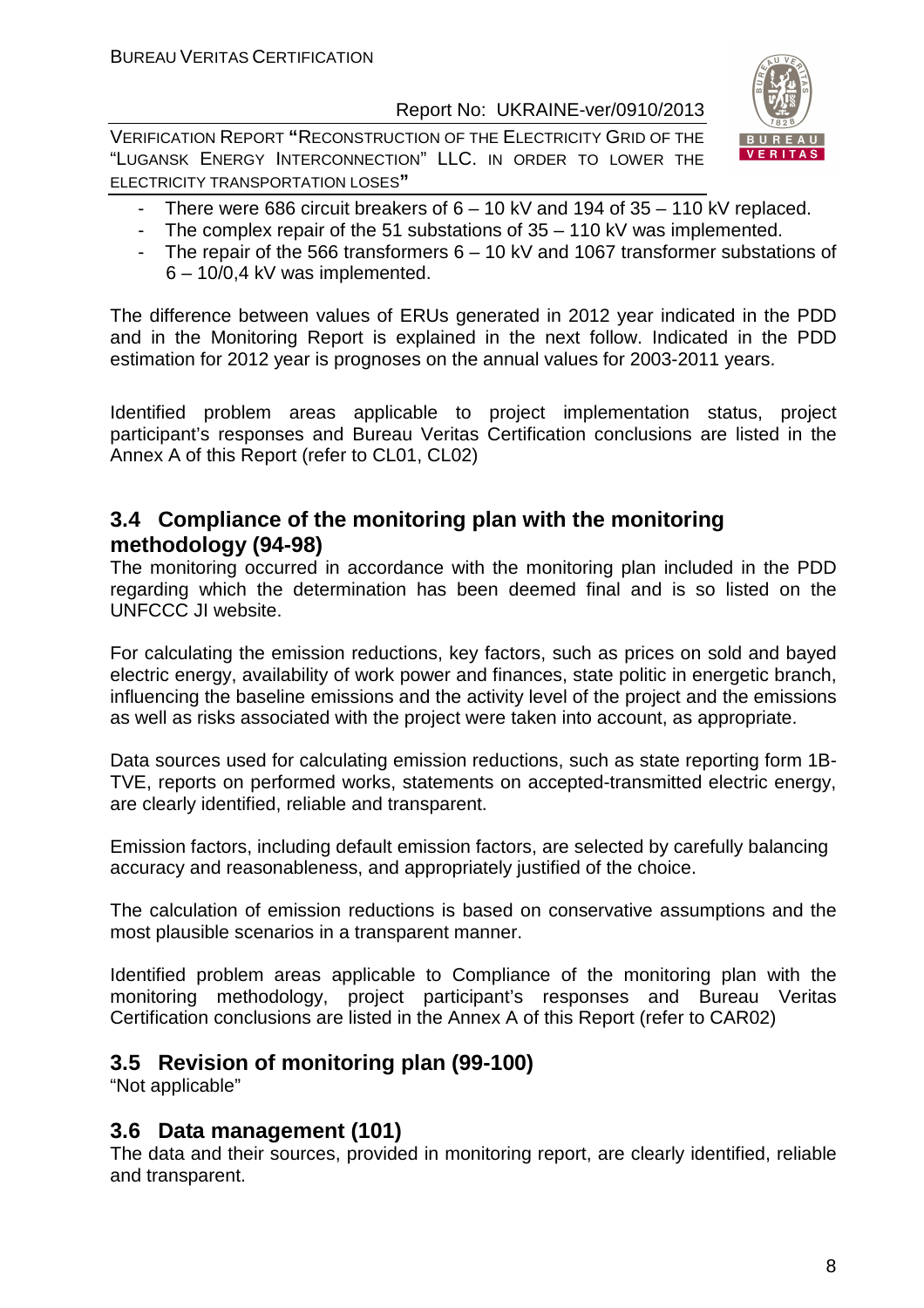- There were 686 circuit breakers of 6 – 10 kV and 194 of 35 – 110 kV replaced.
- The complex repair of the 51 substations of 35 – 110 kV was implemented.
- The repair of the 566 transformers 6 – 10 kV and 1067 transformer substations of 6 – 10/0,4 kV was implemented.

The difference between values of ERUs generated in 2012 year indicated in the PDD and in the Monitoring Report is explained in the next follow. Indicated in the PDD estimation for 2012 year is prognoses on the annual values for 2003-2011 years.

Identified problem areas applicable to project implementation status, project participant's responses and Bureau Veritas Certification conclusions are listed in the Annex A of this Report (refer to CL01, CL02)

## 3.4 Compliance of the monitoring plan with the monitoring methodology (94-98)

The monitoring occurred in accordance with the monitoring plan included in the PDD regarding which the determination has been deemed final and is so listed on the UNFCCC JI website.

For calculating the emission reductions, key factors, such as prices on sold and bayed electric energy, availability of work power and finances, state politic in energetic branch, influencing the baseline emissions and the activity level of the project and the emissions as well as risks associated with the project were taken into account, as appropriate.

Data sources used for calculating emission reductions, such as state reporting form 1B-TVE, reports on performed works, statements on accepted-transmitted electric energy, are clearly identified, reliable and transparent.

Emission factors, including default emission factors, are selected by carefully balancing accuracy and reasonableness, and appropriately justified of the choice.

The calculation of emission reductions is based on conservative assumptions and the most plausible scenarios in a transparent manner.

Identified problem areas applicable to Compliance of the monitoring plan with the monitoring methodology, project participant's responses and Bureau Veritas Certification conclusions are listed in the Annex A of this Report (refer to CAR02)

## 3.5 Revision of monitoring plan (99-100)

"Not applicable"

## 3.6 Data management (101)

The data and their sources, provided in monitoring report, are clearly identified, reliable and transparent.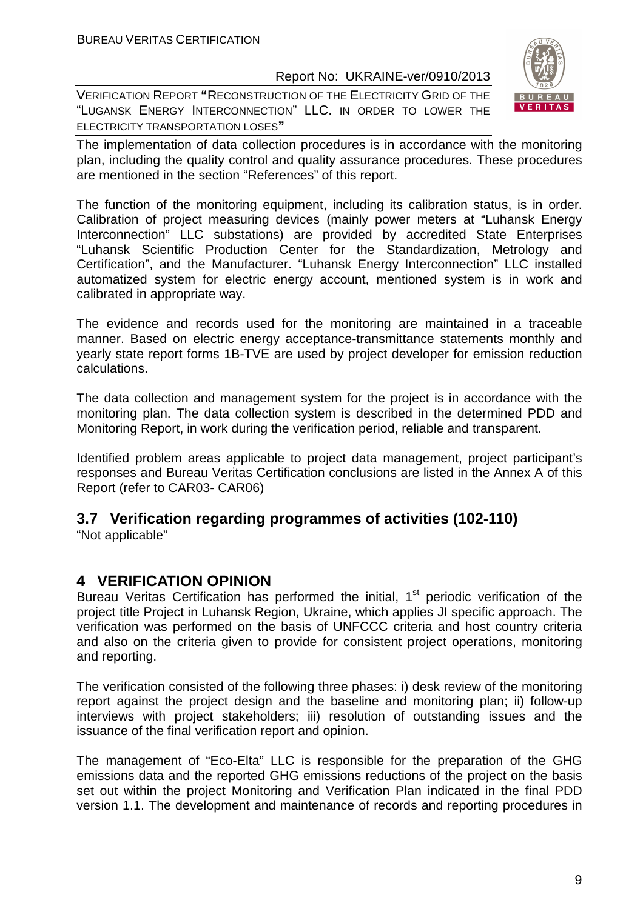The implementation of data collection procedures is in accordance with the monitoring plan, including the quality control and quality assurance procedures. These procedures are mentioned in the section "References" of this report.

The function of the monitoring equipment, including its calibration status, is in order. Calibration of project measuring devices (mainly power meters at "Luhansk Energy Interconnection" LLC substations) are provided by accredited State Enterprises "Luhansk Scientific Production Center for the Standardization, Metrology and Certification", and the Manufacturer. "Luhansk Energy Interconnection" LLC installed automatized system for electric energy account, mentioned system is in work and calibrated in appropriate way.

The evidence and records used for the monitoring are maintained in a traceable manner. Based on electric energy acceptance-transmittance statements monthly and yearly state report forms 1B-TVE are used by project developer for emission reduction calculations.

The data collection and management system for the project is in accordance with the monitoring plan. The data collection system is described in the determined PDD and Monitoring Report, in work during the verification period, reliable and transparent.

Identified problem areas applicable to project data management, project participant's responses and Bureau Veritas Certification conclusions are listed in the Annex A of this Report (refer to CAR03- CAR06)

## 3.7 Verification regarding programmes of activities (102-110)

"Not applicable"

# 4 VERIFICATION OPINION

Bureau Veritas Certification has performed the initial, 1st periodic verification of the project title Project in Luhansk Region, Ukraine, which applies JI specific approach. The verification was performed on the basis of UNFCCC criteria and host country criteria and also on the criteria given to provide for consistent project operations, monitoring and reporting.

The verification consisted of the following three phases: i) desk review of the monitoring report against the project design and the baseline and monitoring plan; ii) follow-up interviews with project stakeholders; iii) resolution of outstanding issues and the issuance of the final verification report and opinion.

The management of "Eco-Elta" LLC is responsible for the preparation of the GHG emissions data and the reported GHG emissions reductions of the project on the basis set out within the project Monitoring and Verification Plan indicated in the final PDD version 1.1. The development and maintenance of records and reporting procedures in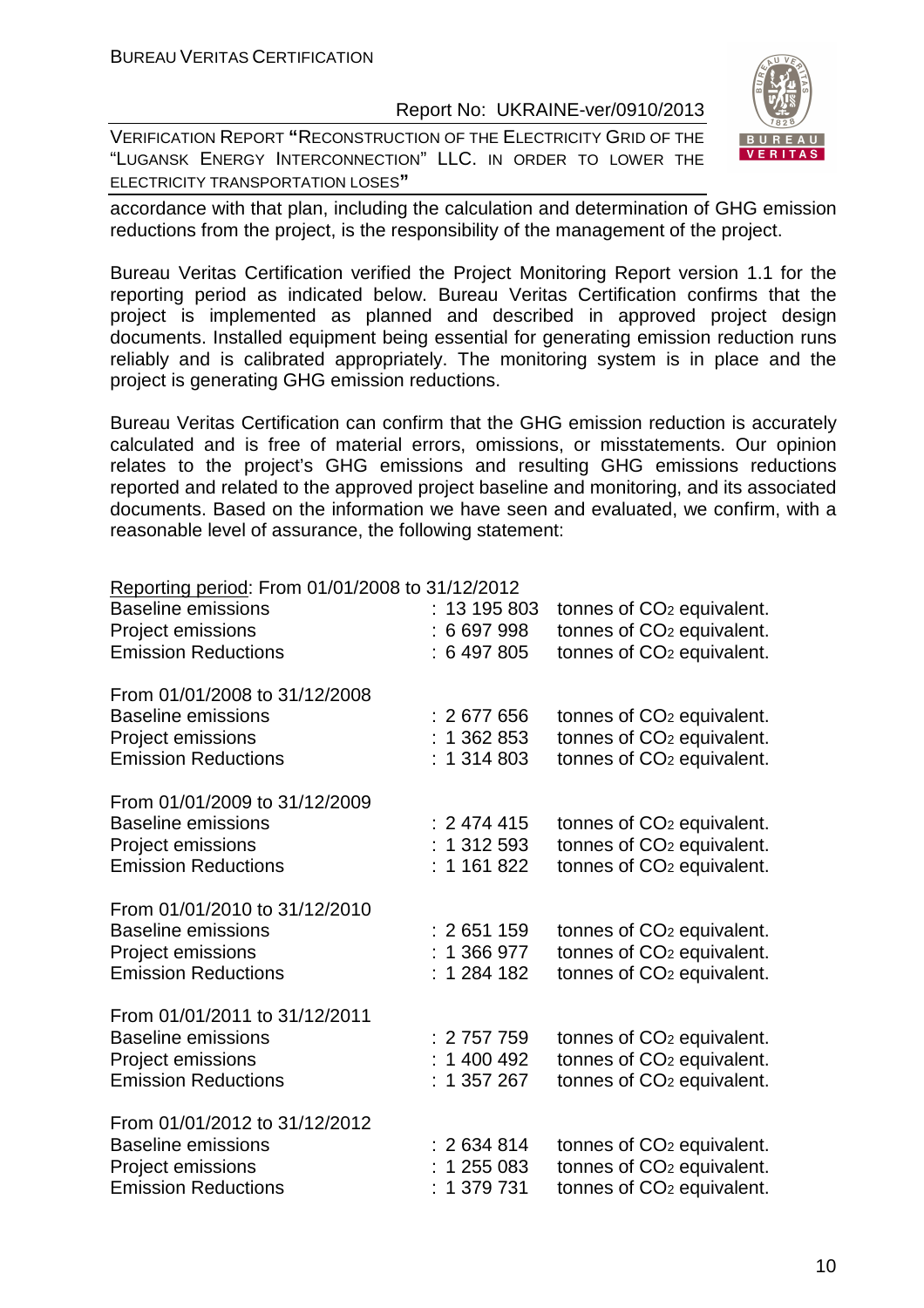accordance with that plan, including the calculation and determination of GHG emission reductions from the project, is the responsibility of the management of the project.

Bureau Veritas Certification verified the Project Monitoring Report version 1.1 for the reporting period as indicated below. Bureau Veritas Certification confirms that the project is implemented as planned and described in approved project design documents. Installed equipment being essential for generating emission reduction runs reliably and is calibrated appropriately. The monitoring system is in place and the project is generating GHG emission reductions.

Bureau Veritas Certification can confirm that the GHG emission reduction is accurately calculated and is free of material errors, omissions, or misstatements. Our opinion relates to the project's GHG emissions and resulting GHG emissions reductions reported and related to the approved project baseline and monitoring, and its associated documents. Based on the information we have seen and evaluated, we confirm, with a reasonable level of assurance, the following statement:

Reporting period: From 01/01/2008 to 31/12/2012

| | | |
|---|---|---|
| Baseline emissions | : 13 195 803 | tonnes of $CO_2$ equivalent. |
| Project emissions | : 6 697 998 | tonnes of $CO_2$ equivalent. |
| Emission Reductions | : 6 497 805 | tonnes of $CO_2$ equivalent. |

From 01/01/2008 to 31/12/2008

| | | |
|---|---|---|
| Baseline emissions | : 2 677 656 | tonnes of $CO_2$ equivalent. |
| Project emissions | : 1 362 853 | tonnes of $CO_2$ equivalent. |
| Emission Reductions | : 1 314 803 | tonnes of $CO_2$ equivalent. |

From 01/01/2009 to 31/12/2009

| | | |
|---|---|---|
| Baseline emissions | : 2 474 415 | tonnes of $CO_2$ equivalent. |
| Project emissions | : 1 312 593 | tonnes of $CO_2$ equivalent. |
| Emission Reductions | : 1 161 822 | tonnes of $CO_2$ equivalent. |

From 01/01/2010 to 31/12/2010

| | | |
|---|---|---|
| Baseline emissions | : 2 651 159 | tonnes of $CO_2$ equivalent. |
| Project emissions | : 1 366 977 | tonnes of $CO_2$ equivalent. |
| Emission Reductions | : 1 284 182 | tonnes of $CO_2$ equivalent. |

From 01/01/2011 to 31/12/2011

| | | |
|---|---|---|
| Baseline emissions | : 2 757 759 | tonnes of $CO_2$ equivalent. |
| Project emissions | : 1 400 492 | tonnes of $CO_2$ equivalent. |
| Emission Reductions | : 1 357 267 | tonnes of $CO_2$ equivalent. |

From 01/01/2012 to 31/12/2012

| | | |
|---|---|---|
| Baseline emissions | : 2 634 814 | tonnes of $CO_2$ equivalent. |
| Project emissions | : 1 255 083 | tonnes of $CO_2$ equivalent. |
| Emission Reductions | : 1 379 731 | tonnes of $CO_2$ equivalent. |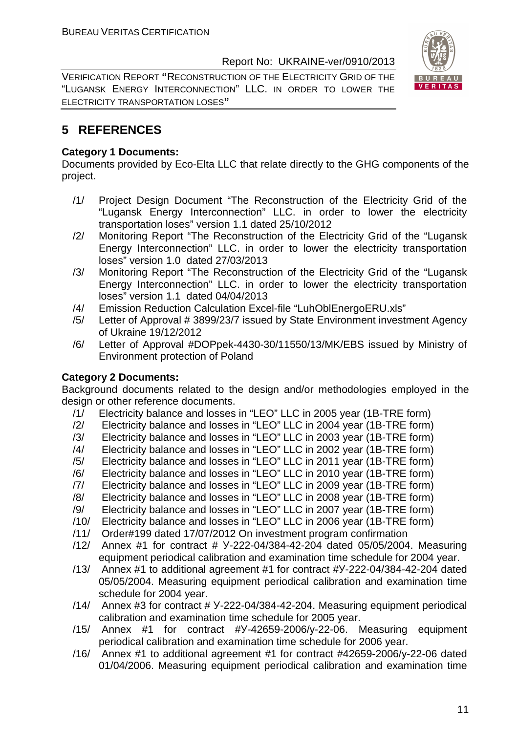# 5 REFERENCES

**Category 1 Documents:**

Documents provided by Eco-Elta LLC that relate directly to the GHG components of the project.

/1/ Project Design Document "The Reconstruction of the Electricity Grid of the "Lugansk Energy Interconnection" LLC. in order to lower the electricity transportation loses" version 1.1 dated 25/10/2012

/2/ Monitoring Report "The Reconstruction of the Electricity Grid of the "Lugansk Energy Interconnection" LLC. in order to lower the electricity transportation loses" version 1.0 dated 27/03/2013

/3/ Monitoring Report "The Reconstruction of the Electricity Grid of the "Lugansk Energy Interconnection" LLC. in order to lower the electricity transportation loses" version 1.1 dated 04/04/2013

/4/ Emission Reduction Calculation Excel-file "LuhOblEnergoERU.xls"

/5/ Letter of Approval # 3899/23/7 issued by State Environment investment Agency of Ukraine 19/12/2012

/6/ Letter of Approval #DOPpek-4430-30/11550/13/MK/EBS issued by Ministry of Environment protection of Poland

**Category 2 Documents:**

Background documents related to the design and/or methodologies employed in the design or other reference documents.

/1/ Electricity balance and losses in "LEO" LLC in 2005 year (1B-TRE form)

/2/ Electricity balance and losses in "LEO" LLC in 2004 year (1B-TRE form)

/3/ Electricity balance and losses in "LEO" LLC in 2003 year (1B-TRE form)

/4/ Electricity balance and losses in "LEO" LLC in 2002 year (1B-TRE form)

/5/ Electricity balance and losses in "LEO" LLC in 2011 year (1B-TRE form)

/6/ Electricity balance and losses in "LEO" LLC in 2010 year (1B-TRE form)

/7/ Electricity balance and losses in "LEO" LLC in 2009 year (1B-TRE form)

/8/ Electricity balance and losses in "LEO" LLC in 2008 year (1B-TRE form)

/9/ Electricity balance and losses in "LEO" LLC in 2007 year (1B-TRE form)

/10/ Electricity balance and losses in "LEO" LLC in 2006 year (1B-TRE form)

/11/ Order#199 dated 17/07/2012 On investment program confirmation

/12/ Annex #1 for contract # У-222-04/384-42-204 dated 05/05/2004. Measuring equipment periodical calibration and examination time schedule for 2004 year.

/13/ Annex #1 to additional agreement #1 for contract #У-222-04/384-42-204 dated 05/05/2004. Measuring equipment periodical calibration and examination time schedule for 2004 year.

/14/ Annex #3 for contract # У-222-04/384-42-204. Measuring equipment periodical calibration and examination time schedule for 2005 year.

/15/ Annex #1 for contract #У-42659-2006/у-22-06. Measuring equipment periodical calibration and examination time schedule for 2006 year.

/16/ Annex #1 to additional agreement #1 for contract #42659-2006/у-22-06 dated 01/04/2006. Measuring equipment periodical calibration and examination time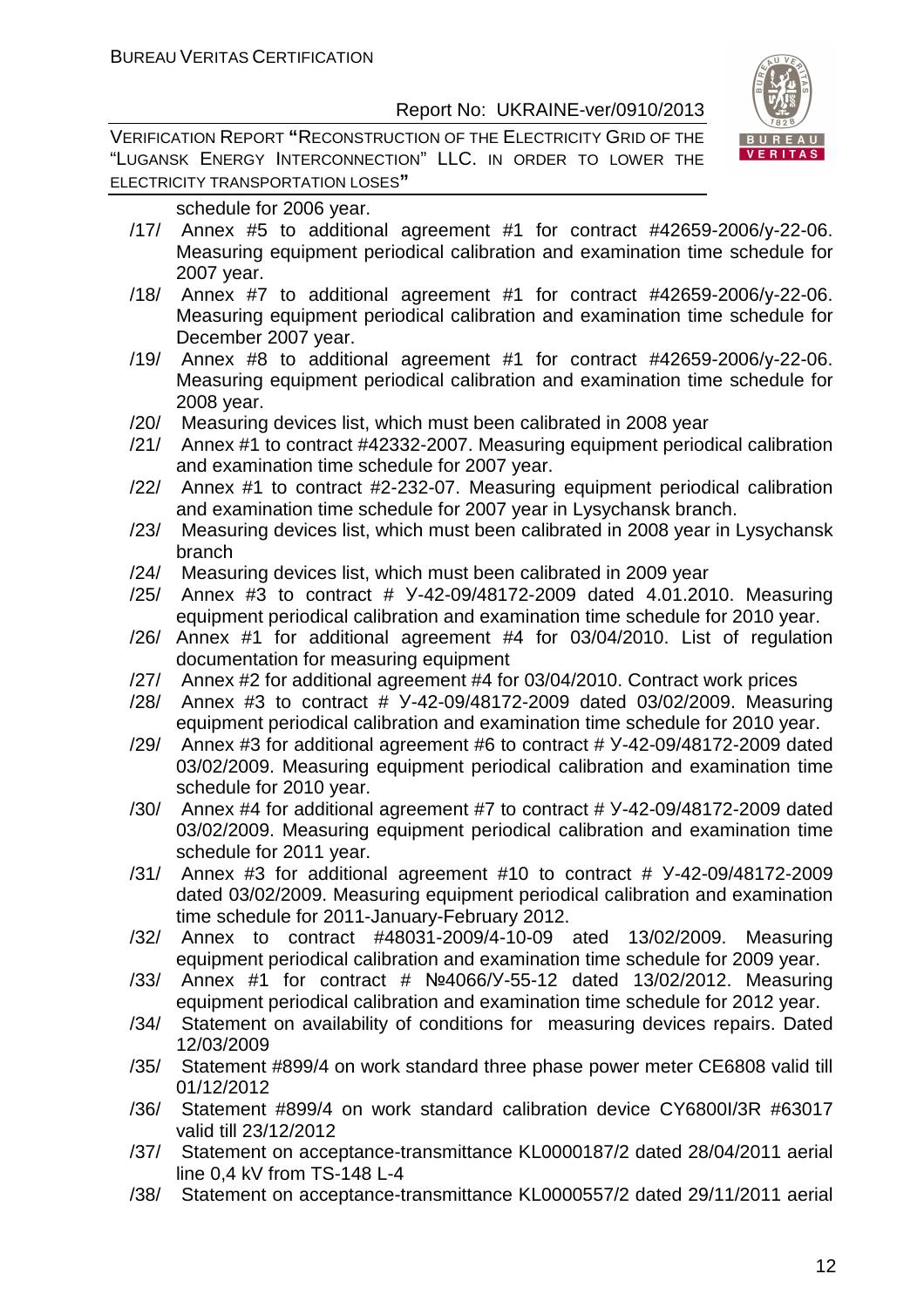schedule for 2006 year.

/17/ Annex #5 to additional agreement #1 for contract #42659-2006/y-22-06. Measuring equipment periodical calibration and examination time schedule for 2007 year.

/18/ Annex #7 to additional agreement #1 for contract #42659-2006/y-22-06. Measuring equipment periodical calibration and examination time schedule for December 2007 year.

/19/ Annex #8 to additional agreement #1 for contract #42659-2006/y-22-06. Measuring equipment periodical calibration and examination time schedule for 2008 year.

/20/ Measuring devices list, which must been calibrated in 2008 year

/21/ Annex #1 to contract #42332-2007. Measuring equipment periodical calibration and examination time schedule for 2007 year.

/22/ Annex #1 to contract #2-232-07. Measuring equipment periodical calibration and examination time schedule for 2007 year in Lysychansk branch.

/23/ Measuring devices list, which must been calibrated in 2008 year in Lysychansk branch

/24/ Measuring devices list, which must been calibrated in 2009 year

/25/ Annex #3 to contract # У-42-09/48172-2009 dated 4.01.2010. Measuring equipment periodical calibration and examination time schedule for 2010 year.

/26/ Annex #1 for additional agreement #4 for 03/04/2010. List of regulation documentation for measuring equipment

/27/ Annex #2 for additional agreement #4 for 03/04/2010. Contract work prices

/28/ Annex #3 to contract # У-42-09/48172-2009 dated 03/02/2009. Measuring equipment periodical calibration and examination time schedule for 2010 year.

/29/ Annex #3 for additional agreement #6 to contract # У-42-09/48172-2009 dated 03/02/2009. Measuring equipment periodical calibration and examination time schedule for 2010 year.

/30/ Annex #4 for additional agreement #7 to contract # У-42-09/48172-2009 dated 03/02/2009. Measuring equipment periodical calibration and examination time schedule for 2011 year.

/31/ Annex #3 for additional agreement #10 to contract # У-42-09/48172-2009 dated 03/02/2009. Measuring equipment periodical calibration and examination time schedule for 2011-January-February 2012.

/32/ Annex to contract #48031-2009/4-10-09 ated 13/02/2009. Measuring equipment periodical calibration and examination time schedule for 2009 year.

/33/ Annex #1 for contract # №4066/У-55-12 dated 13/02/2012. Measuring equipment periodical calibration and examination time schedule for 2012 year.

/34/ Statement on availability of conditions for measuring devices repairs. Dated 12/03/2009

/35/ Statement #899/4 on work standard three phase power meter CE6808 valid till 01/12/2012

/36/ Statement #899/4 on work standard calibration device CY6800I/3R #63017 valid till 23/12/2012

/37/ Statement on acceptance-transmittance KL0000187/2 dated 28/04/2011 aerial line 0,4 kV from TS-148 L-4

/38/ Statement on acceptance-transmittance KL0000557/2 dated 29/11/2011 aerial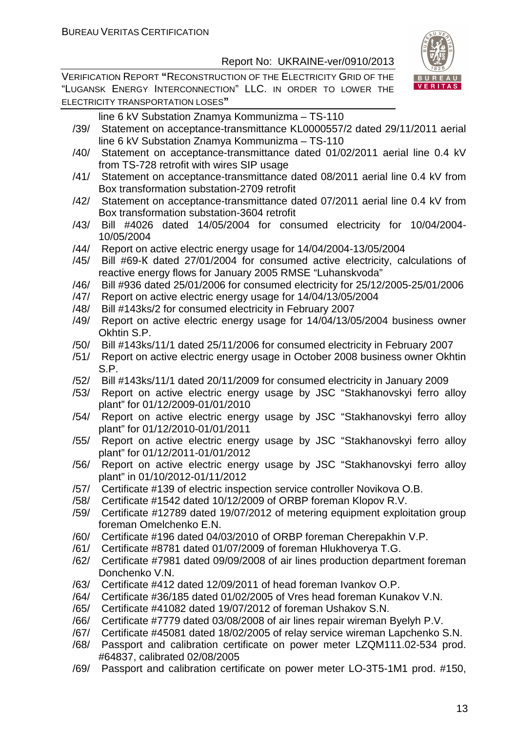line 6 kV Substation Znamya Kommunizma – TS-110

/39/ Statement on acceptance-transmittance KL0000557/2 dated 29/11/2011 aerial line 6 kV Substation Znamya Kommunizma – TS-110

/40/ Statement on acceptance-transmittance dated 01/02/2011 aerial line 0.4 kV from TS-728 retrofit with wires SIP usage

/41/ Statement on acceptance-transmittance dated 08/2011 aerial line 0.4 kV from Box transformation substation-2709 retrofit

/42/ Statement on acceptance-transmittance dated 07/2011 aerial line 0.4 kV from Box transformation substation-3604 retrofit

/43/ Bill #4026 dated 14/05/2004 for consumed electricity for 10/04/2004-10/05/2004

/44/ Report on active electric energy usage for 14/04/2004-13/05/2004

/45/ Bill #69-K dated 27/01/2004 for consumed active electricity, calculations of reactive energy flows for January 2005 RMSE "Luhanskvoda"

/46/ Bill #936 dated 25/01/2006 for consumed electricity for 25/12/2005-25/01/2006

/47/ Report on active electric energy usage for 14/04/13/05/2004

/48/ Bill #143ks/2 for consumed electricity in February 2007

/49/ Report on active electric energy usage for 14/04/13/05/2004 business owner Okhtin S.P.

/50/ Bill #143ks/11/1 dated 25/11/2006 for consumed electricity in February 2007

/51/ Report on active electric energy usage in October 2008 business owner Okhtin S.P.

/52/ Bill #143ks/11/1 dated 20/11/2009 for consumed electricity in January 2009

/53/ Report on active electric energy usage by JSC "Stakhanovskyi ferro alloy plant" for 01/12/2009-01/01/2010

/54/ Report on active electric energy usage by JSC "Stakhanovskyi ferro alloy plant" for 01/12/2010-01/01/2011

/55/ Report on active electric energy usage by JSC "Stakhanovskyi ferro alloy plant" for 01/12/2011-01/01/2012

/56/ Report on active electric energy usage by JSC "Stakhanovskyi ferro alloy plant" in 01/10/2012-01/11/2012

/57/ Certificate #139 of electric inspection service controller Novikova O.B.

/58/ Certificate #1542 dated 10/12/2009 of ORBP foreman Klopov R.V.

/59/ Certificate #12789 dated 19/07/2012 of metering equipment exploitation group foreman Omelchenko E.N.

/60/ Certificate #196 dated 04/03/2010 of ORBP foreman Cherepakhin V.P.

/61/ Certificate #8781 dated 01/07/2009 of foreman Hlukhoverya T.G.

/62/ Certificate #7981 dated 09/09/2008 of air lines production department foreman Donchenko V.N.

/63/ Certificate #412 dated 12/09/2011 of head foreman Ivankov O.P.

/64/ Certificate #36/185 dated 01/02/2005 of Vres head foreman Kunakov V.N.

/65/ Certificate #41082 dated 19/07/2012 of foreman Ushakov S.N.

/66/ Certificate #7779 dated 03/08/2008 of air lines repair wireman Byelyh P.V.

/67/ Certificate #45081 dated 18/02/2005 of relay service wireman Lapchenko S.N.

/68/ Passport and calibration certificate on power meter LZQM111.02-534 prod. #64837, calibrated 02/08/2005

/69/ Passport and calibration certificate on power meter LO-3T5-1M1 prod. #150,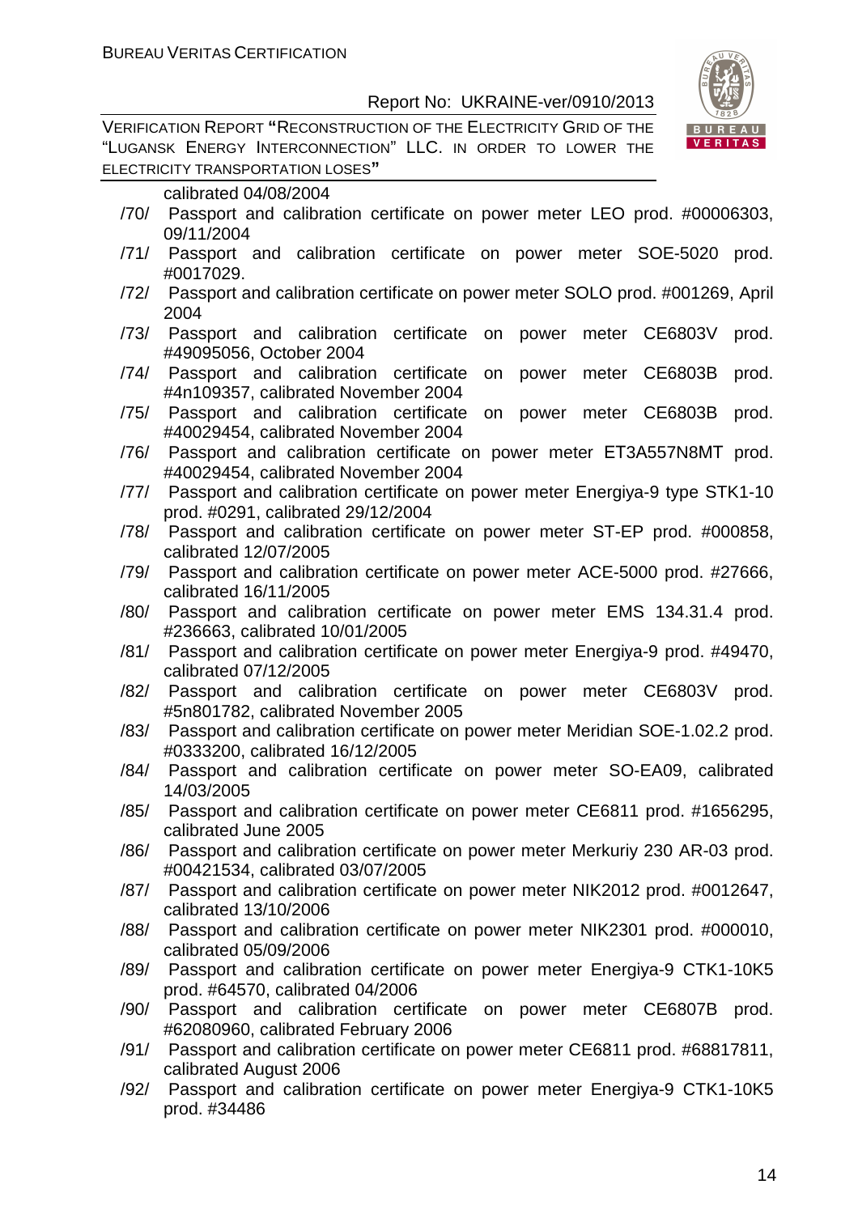calibrated 04/08/2004

/70/ Passport and calibration certificate on power meter LEO prod. #00006303, 09/11/2004

/71/ Passport and calibration certificate on power meter SOE-5020 prod. #0017029.

/72/ Passport and calibration certificate on power meter SOLO prod. #001269, April 2004

/73/ Passport and calibration certificate on power meter CE6803V prod. #49095056, October 2004

/74/ Passport and calibration certificate on power meter CE6803B prod. #4n109357, calibrated November 2004

/75/ Passport and calibration certificate on power meter CE6803B prod. #40029454, calibrated November 2004

/76/ Passport and calibration certificate on power meter ET3A557N8MT prod. #40029454, calibrated November 2004

/77/ Passport and calibration certificate on power meter Energiya-9 type STK1-10 prod. #0291, calibrated 29/12/2004

/78/ Passport and calibration certificate on power meter ST-EP prod. #000858, calibrated 12/07/2005

/79/ Passport and calibration certificate on power meter ACE-5000 prod. #27666, calibrated 16/11/2005

/80/ Passport and calibration certificate on power meter EMS 134.31.4 prod. #236663, calibrated 10/01/2005

/81/ Passport and calibration certificate on power meter Energiya-9 prod. #49470, calibrated 07/12/2005

/82/ Passport and calibration certificate on power meter CE6803V prod. #5n801782, calibrated November 2005

/83/ Passport and calibration certificate on power meter Meridian SOE-1.02.2 prod. #0333200, calibrated 16/12/2005

/84/ Passport and calibration certificate on power meter SO-EA09, calibrated 14/03/2005

/85/ Passport and calibration certificate on power meter CE6811 prod. #1656295, calibrated June 2005

/86/ Passport and calibration certificate on power meter Merkuriy 230 AR-03 prod. #00421534, calibrated 03/07/2005

/87/ Passport and calibration certificate on power meter NIK2012 prod. #0012647, calibrated 13/10/2006

/88/ Passport and calibration certificate on power meter NIK2301 prod. #000010, calibrated 05/09/2006

/89/ Passport and calibration certificate on power meter Energiya-9 CTK1-10K5 prod. #64570, calibrated 04/2006

/90/ Passport and calibration certificate on power meter CE6807B prod. #62080960, calibrated February 2006

/91/ Passport and calibration certificate on power meter CE6811 prod. #68817811, calibrated August 2006

/92/ Passport and calibration certificate on power meter Energiya-9 CTK1-10K5 prod. #34486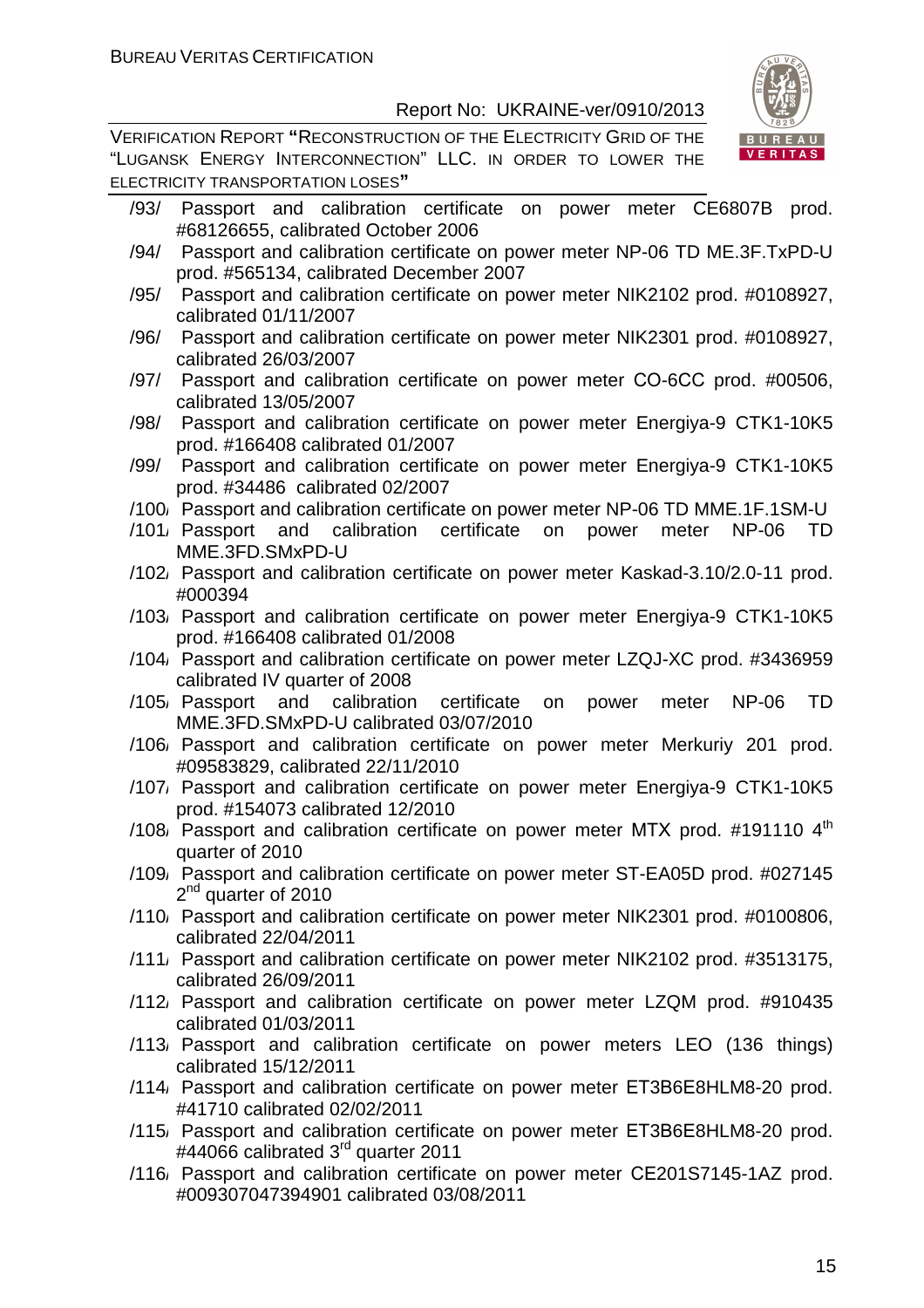/93/ Passport and calibration certificate on power meter CE6807B prod. #68126655, calibrated October 2006

/94/ Passport and calibration certificate on power meter NP-06 TD ME.3F.TxPD-U prod. #565134, calibrated December 2007

/95/ Passport and calibration certificate on power meter NIK2102 prod. #0108927, calibrated 01/11/2007

/96/ Passport and calibration certificate on power meter NIK2301 prod. #0108927, calibrated 26/03/2007

/97/ Passport and calibration certificate on power meter CO-6CC prod. #00506, calibrated 13/05/2007

/98/ Passport and calibration certificate on power meter Energiya-9 CTK1-10K5 prod. #166408 calibrated 01/2007

/99/ Passport and calibration certificate on power meter Energiya-9 CTK1-10K5 prod. #34486 calibrated 02/2007

/100/ Passport and calibration certificate on power meter NP-06 TD MME.1F.1SM-U

/101/ Passport and calibration certificate on power meter NP-06 TD MME.3FD.SMxPD-U

/102/ Passport and calibration certificate on power meter Kaskad-3.10/2.0-11 prod. #000394

/103/ Passport and calibration certificate on power meter Energiya-9 CTK1-10K5 prod. #166408 calibrated 01/2008

/104/ Passport and calibration certificate on power meter LZQJ-XC prod. #3436959 calibrated IV quarter of 2008

/105/ Passport and calibration certificate on power meter NP-06 TD MME.3FD.SMxPD-U calibrated 03/07/2010

/106/ Passport and calibration certificate on power meter Merkuriy 201 prod. #09583829, calibrated 22/11/2010

/107/ Passport and calibration certificate on power meter Energiya-9 CTK1-10K5 prod. #154073 calibrated 12/2010

/108/ Passport and calibration certificate on power meter MTX prod. #191110 4th quarter of 2010

/109/ Passport and calibration certificate on power meter ST-EA05D prod. #027145 2nd quarter of 2010

/110/ Passport and calibration certificate on power meter NIK2301 prod. #0100806, calibrated 22/04/2011

/111/ Passport and calibration certificate on power meter NIK2102 prod. #3513175, calibrated 26/09/2011

/112/ Passport and calibration certificate on power meter LZQM prod. #910435 calibrated 01/03/2011

/113/ Passport and calibration certificate on power meters LEO (136 things) calibrated 15/12/2011

/114/ Passport and calibration certificate on power meter ET3B6E8HLM8-20 prod. #41710 calibrated 02/02/2011

/115/ Passport and calibration certificate on power meter ET3B6E8HLM8-20 prod. #44066 calibrated 3rd quarter 2011

/116/ Passport and calibration certificate on power meter CE201S7145-1AZ prod. #009307047394901 calibrated 03/08/2011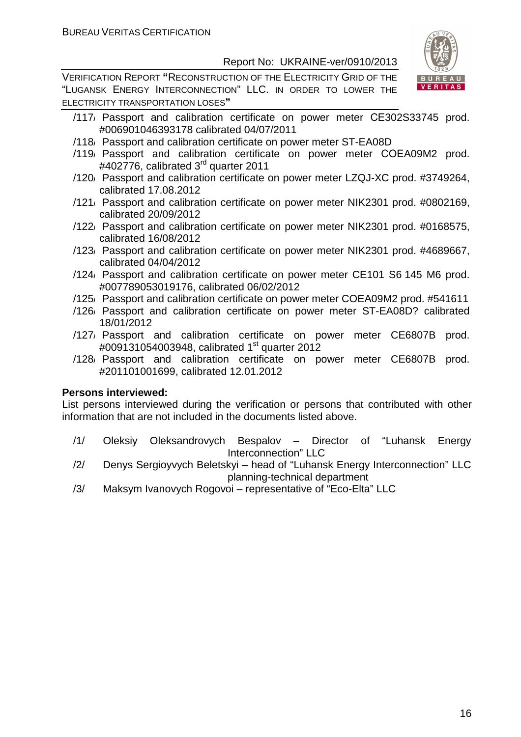/117/ Passport and calibration certificate on power meter CE302S33745 prod. #006901046393178 calibrated 04/07/2011

/118/ Passport and calibration certificate on power meter ST-EA08D

/119/ Passport and calibration certificate on power meter COEA09M2 prod. #402776, calibrated 3rd quarter 2011

/120/ Passport and calibration certificate on power meter LZQJ-XC prod. #3749264, calibrated 17.08.2012

/121/ Passport and calibration certificate on power meter NIK2301 prod. #0802169, calibrated 20/09/2012

/122/ Passport and calibration certificate on power meter NIK2301 prod. #0168575, calibrated 16/08/2012

/123/ Passport and calibration certificate on power meter NIK2301 prod. #4689667, calibrated 04/04/2012

/124/ Passport and calibration certificate on power meter CE101 S6 145 M6 prod. #007789053019176, calibrated 06/02/2012

/125/ Passport and calibration certificate on power meter COEA09M2 prod. #541611

/126/ Passport and calibration certificate on power meter ST-EA08D? calibrated 18/01/2012

/127/ Passport and calibration certificate on power meter CE6807B prod. #009131054003948, calibrated 1st quarter 2012

/128/ Passport and calibration certificate on power meter CE6807B prod. #201101001699, calibrated 12.01.2012

**Persons interviewed:**

List persons interviewed during the verification or persons that contributed with other information that are not included in the documents listed above.

/1/ Oleksiy Oleksandrovych Bespalov – Director of "Luhansk Energy Interconnection" LLC

/2/ Denys Sergioyvych Beletskyi – head of "Luhansk Energy Interconnection" LLC planning-technical department

/3/ Maksym Ivanovych Rogovoi – representative of "Eco-Elta" LLC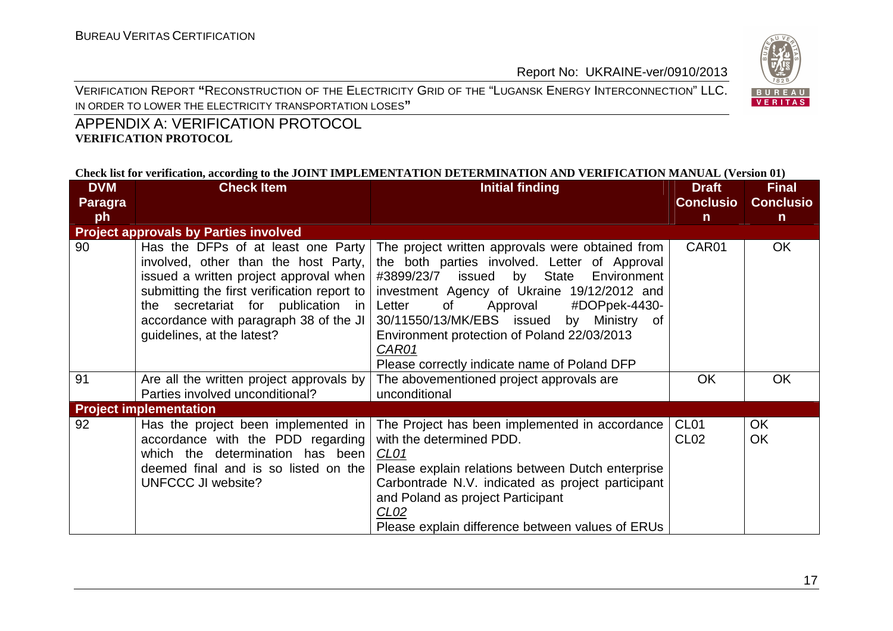## APPENDIX A: VERIFICATION PROTOCOL

**VERIFICATION PROTOCOL**

**Check list for verification, according to the JOINT IMPLEMENTATION DETERMINATION AND VERIFICATION MANUAL (Version 01)**

| DVM Paragraph | Check Item | Initial finding | Draft Conclusion | Final Conclusion |
|---|---|---|---|---|
| **Project approvals by Parties involved** | | | | |
| 90 | Has the DFPs of at least one Party involved, other than the host Party, issued a written project approval when submitting the first verification report to the secretariat for publication in accordance with paragraph 38 of the JI guidelines, at the latest? | The project written approvals were obtained from the both parties involved. Letter of Approval #3899/23/7 issued by State Environment investment Agency of Ukraine 19/12/2012 and Letter of Approval #DOPpek-4430-30/11550/13/MK/EBS issued by Ministry of Environment protection of Poland 22/03/2013<br>*CAR01*<br>Please correctly indicate name of Poland DFP | CAR01 | OK |
| 91 | Are all the written project approvals by Parties involved unconditional? | The abovementioned project approvals are unconditional | OK | OK |
| **Project implementation** | | | | |
| 92 | Has the project been implemented in accordance with the PDD regarding which the determination has been deemed final and is so listed on the UNFCCC JI website? | The Project has been implemented in accordance with the determined PDD.<br>*CL01*<br>Please explain relations between Dutch enterprise Carbontrade N.V. indicated as project participant and Poland as project Participant<br>*CL02*<br>Please explain difference between values of ERUs | CL01<br>CL02 | OK<br>OK |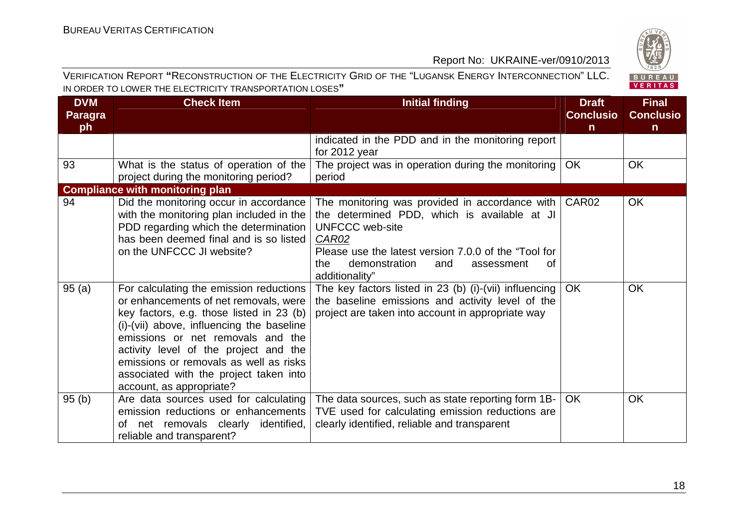| DVM Paragraph | Check Item | Initial finding | Draft Conclusion | Final Conclusion |
|---|---|---|---|---|
| | | indicated in the PDD and in the monitoring report for 2012 year | | |
| 93 | What is the status of operation of the project during the monitoring period? | The project was in operation during the monitoring period | OK | OK |
| **Compliance with monitoring plan** | | | | |
| 94 | Did the monitoring occur in accordance with the monitoring plan included in the PDD regarding which the determination has been deemed final and is so listed on the UNFCCC JI website? | The monitoring was provided in accordance with the determined PDD, which is available at JI UNFCCC web-site <br> *CAR02* <br> Please use the latest version 7.0.0 of the "Tool for the demonstration and assessment of additionality" | CAR02 | OK |
| 95 (a) | For calculating the emission reductions or enhancements of net removals, were key factors, e.g. those listed in 23 (b) (i)-(vii) above, influencing the baseline emissions or net removals and the activity level of the project and the emissions or removals as well as risks associated with the project taken into account, as appropriate? | The key factors listed in 23 (b) (i)-(vii) influencing the baseline emissions and activity level of the project are taken into account in appropriate way | OK | OK |
| 95 (b) | Are data sources used for calculating emission reductions or enhancements of net removals clearly identified, reliable and transparent? | The data sources, such as state reporting form 1B-TVE used for calculating emission reductions are clearly identified, reliable and transparent | OK | OK |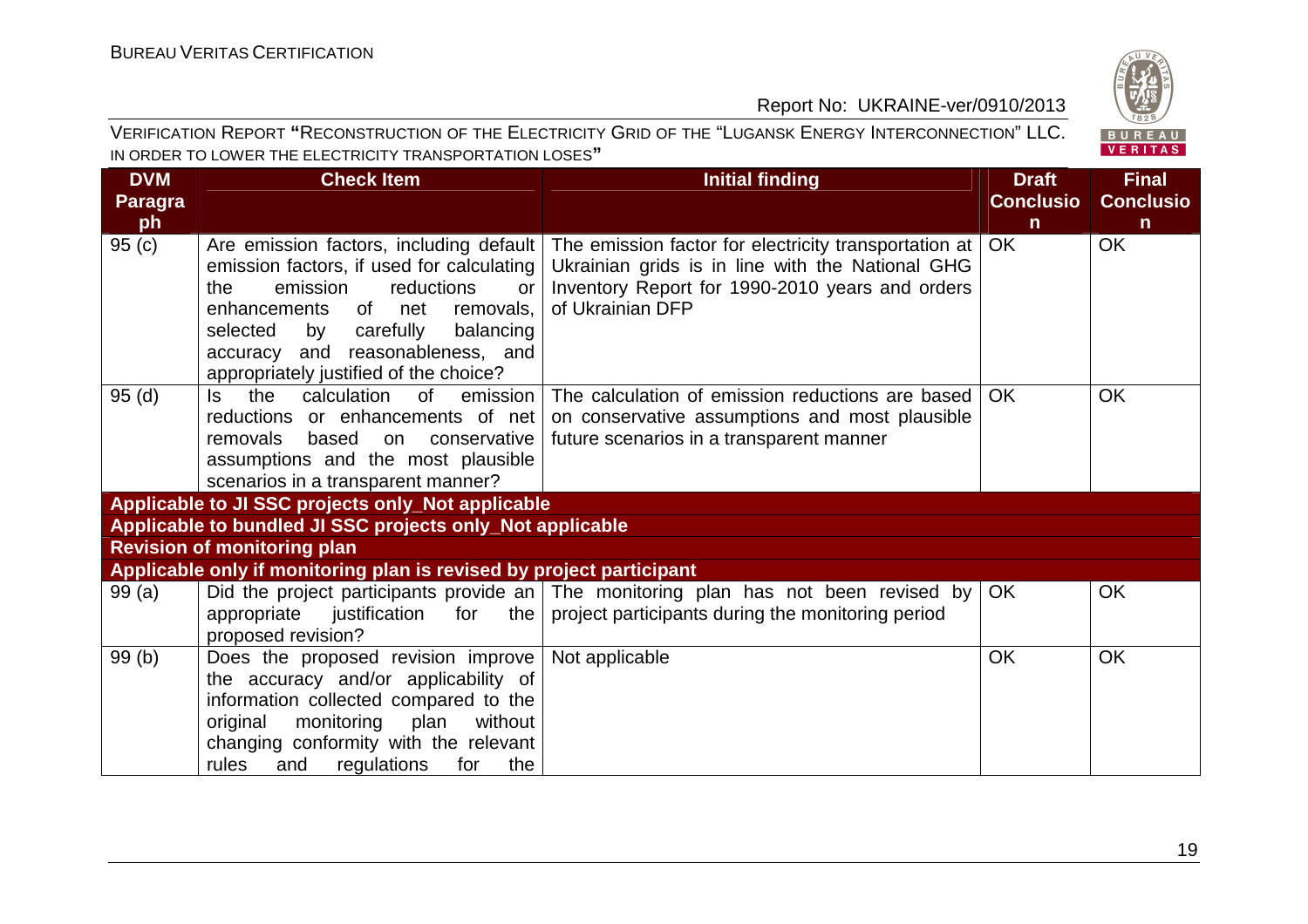| DVM Paragraph | Check Item | Initial finding | Draft Conclusion | Final Conclusion |
|---|---|---|---|---|
| 95 (c) | Are emission factors, including default emission factors, if used for calculating the emission reductions or enhancements of net removals, selected by carefully balancing accuracy and reasonableness, and appropriately justified of the choice? | The emission factor for electricity transportation at Ukrainian grids is in line with the National GHG Inventory Report for 1990-2010 years and orders of Ukrainian DFP | OK | OK |
| 95 (d) | Is the calculation of emission reductions or enhancements of net removals based on conservative assumptions and the most plausible scenarios in a transparent manner? | The calculation of emission reductions are based on conservative assumptions and most plausible future scenarios in a transparent manner | OK | OK |
| **Applicable to JI SSC projects only_Not applicable** | | | | |
| **Applicable to bundled JI SSC projects only_Not applicable** | | | | |
| **Revision of monitoring plan** | | | | |
| **Applicable only if monitoring plan is revised by project participant** | | | | |
| 99 (a) | Did the project participants provide an appropriate justification for the proposed revision? | The monitoring plan has not been revised by project participants during the monitoring period | OK | OK |
| 99 (b) | Does the proposed revision improve the accuracy and/or applicability of information collected compared to the original monitoring plan without changing conformity with the relevant rules and regulations for the | Not applicable | OK | OK |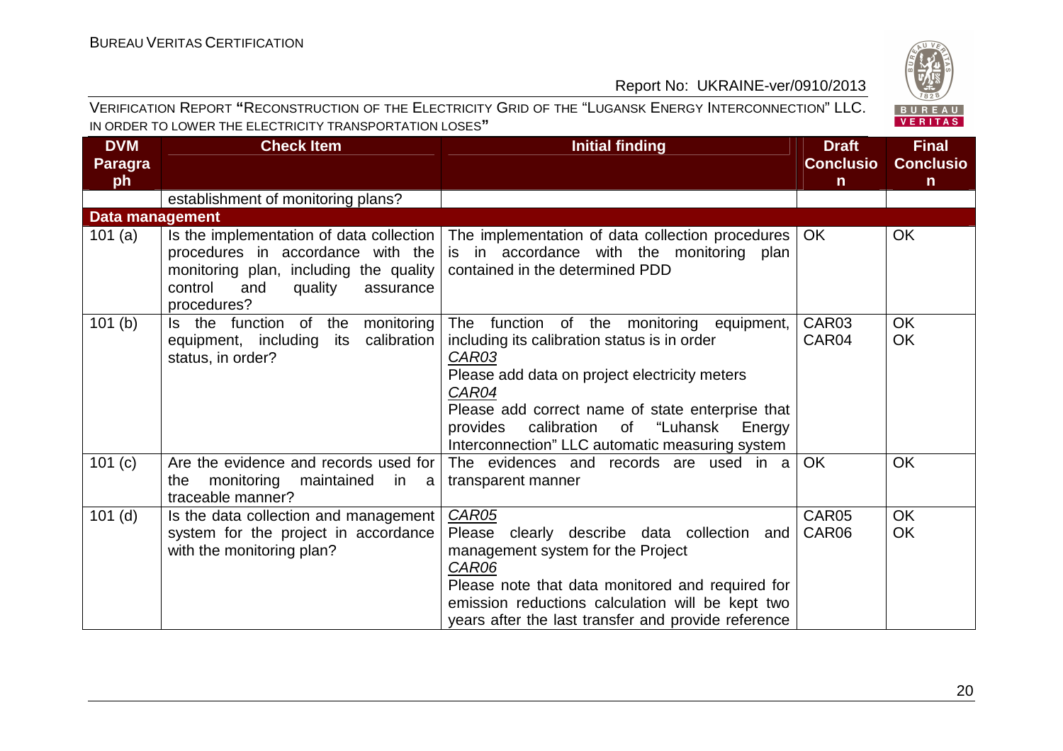| DVM Paragraph | Check Item | Initial finding | Draft Conclusion | Final Conclusion |
|---|---|---|---|---|
| | establishment of monitoring plans? | | | |
| **Data management** | | | | |
| 101 (a) | Is the implementation of data collection procedures in accordance with the monitoring plan, including the quality control and quality assurance procedures? | The implementation of data collection procedures is in accordance with the monitoring plan contained in the determined PDD | OK | OK |
| 101 (b) | Is the function of the monitoring equipment, including its calibration status, in order? | The function of the monitoring equipment, including its calibration status is in order<br>*CAR03*<br>Please add data on project electricity meters<br>*CAR04*<br>Please add correct name of state enterprise that provides calibration of "Luhansk Energy Interconnection" LLC automatic measuring system | CAR03<br>CAR04 | OK<br>OK |
| 101 (c) | Are the evidence and records used for the monitoring maintained in a traceable manner? | The evidences and records are used in a transparent manner | OK | OK |
| 101 (d) | Is the data collection and management system for the project in accordance with the monitoring plan? | *CAR05*<br>Please clearly describe data collection and management system for the Project<br>*CAR06*<br>Please note that data monitored and required for emission reductions calculation will be kept two years after the last transfer and provide reference | CAR05<br>CAR06 | OK<br>OK |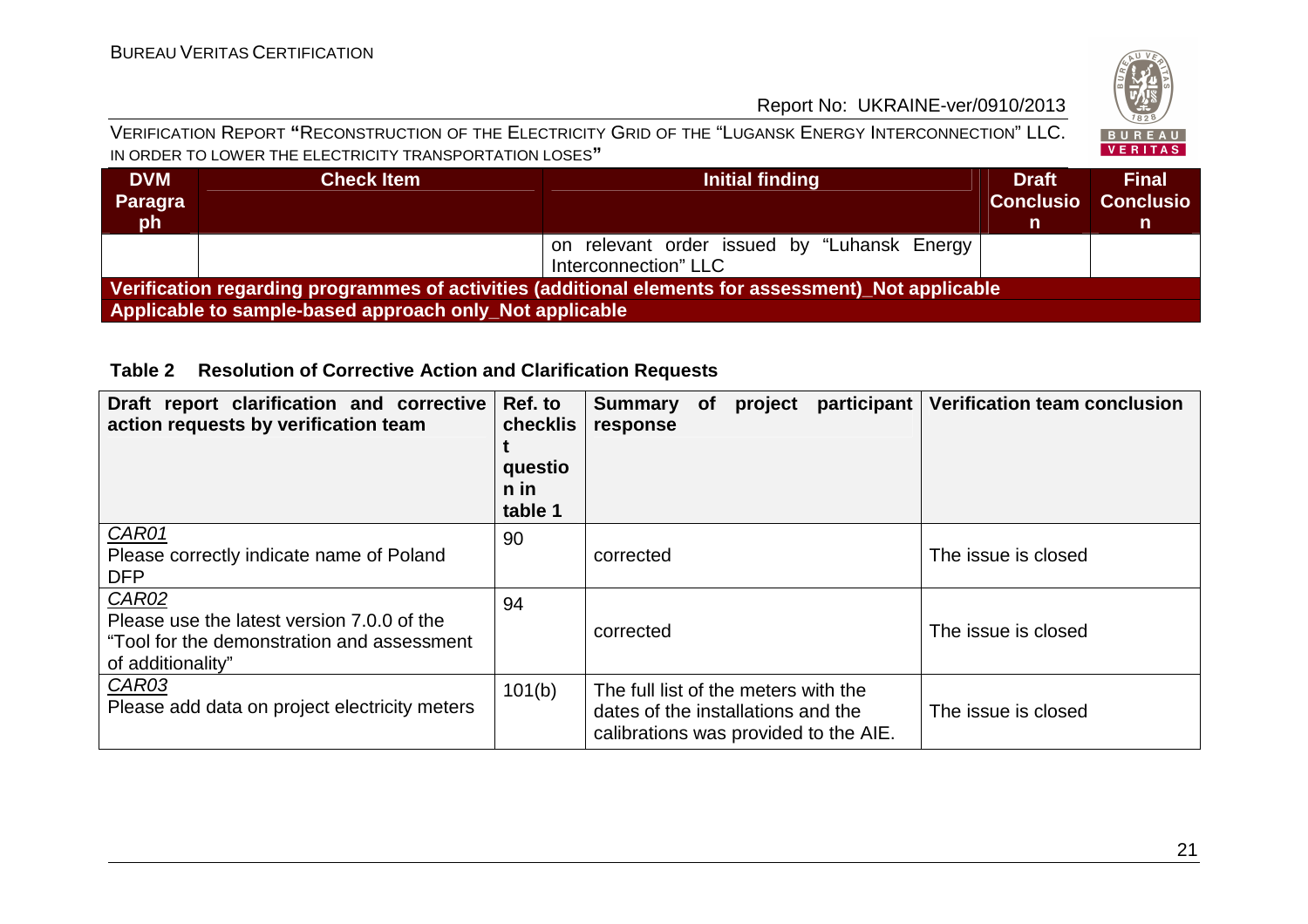| DVM Paragraph | Check Item | Initial finding | Draft Conclusion | Final Conclusion |
|---|---|---|---|---|
| | | on relevant order issued by "Luhansk Energy Interconnection" LLC | | |
| **Verification regarding programmes of activities (additional elements for assessment)_Not applicable** | | | | |
| **Applicable to sample-based approach only_Not applicable** | | | | |

**Table 2 Resolution of Corrective Action and Clarification Requests**

| Draft report clarification and corrective action requests by verification team | Ref. to checklist question in table 1 | Summary of project participant response | Verification team conclusion |
|---|---|---|---|
| *CAR01*<br>Please correctly indicate name of Poland DFP | 90 | corrected | The issue is closed |
| *CAR02*<br>Please use the latest version 7.0.0 of the "Tool for the demonstration and assessment of additionality" | 94 | corrected | The issue is closed |
| *CAR03*<br>Please add data on project electricity meters | 101(b) | The full list of the meters with the dates of the installations and the calibrations was provided to the AIE. | The issue is closed |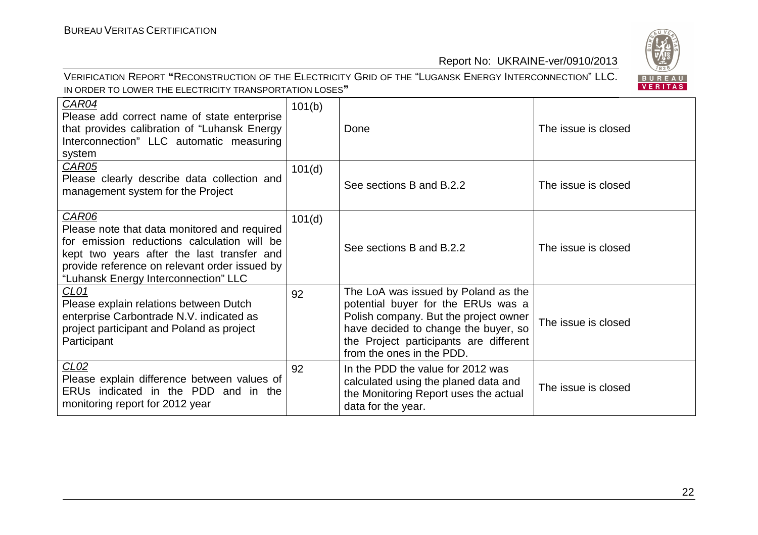| CAR04<br>Please add correct name of state enterprise that provides calibration of "Luhansk Energy Interconnection" LLC automatic measuring system | 101(b) | Done | The issue is closed |
|---|---|---|---|
| CAR05<br>Please clearly describe data collection and management system for the Project | 101(d) | See sections B and B.2.2 | The issue is closed |
| CAR06<br>Please note that data monitored and required for emission reductions calculation will be kept two years after the last transfer and provide reference on relevant order issued by "Luhansk Energy Interconnection" LLC | 101(d) | See sections B and B.2.2 | The issue is closed |
| CL01<br>Please explain relations between Dutch enterprise Carbontrade N.V. indicated as project participant and Poland as project Participant | 92 | The LoA was issued by Poland as the potential buyer for the ERUs was a Polish company. But the project owner have decided to change the buyer, so the Project participants are different from the ones in the PDD. | The issue is closed |
| CL02<br>Please explain difference between values of ERUs indicated in the PDD and in the monitoring report for 2012 year | 92 | In the PDD the value for 2012 was calculated using the planed data and the Monitoring Report uses the actual data for the year. | The issue is closed |